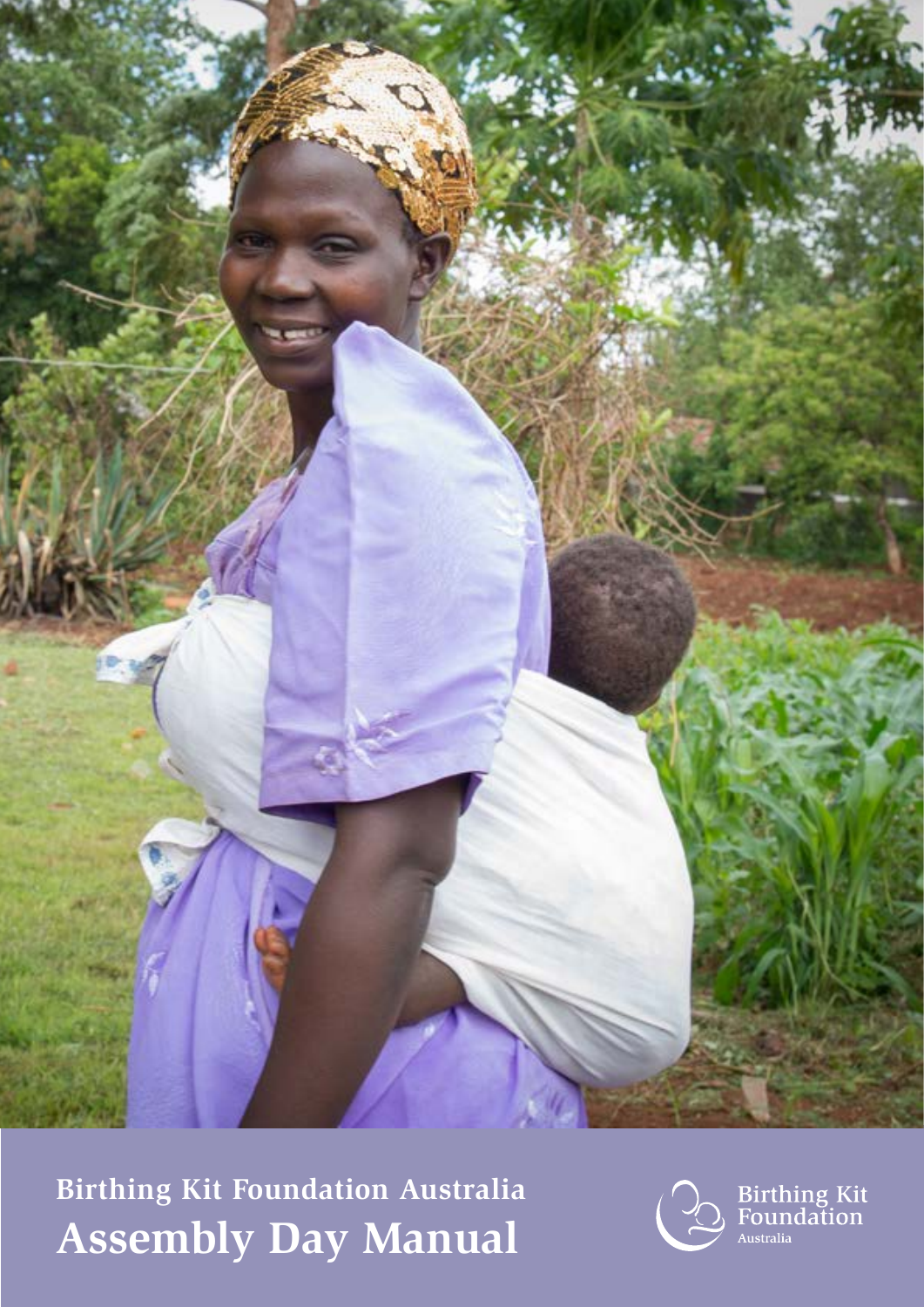Birthing Kit Foundation Australia

# Assembly Day Manual

Birthing Kit Foundation Australia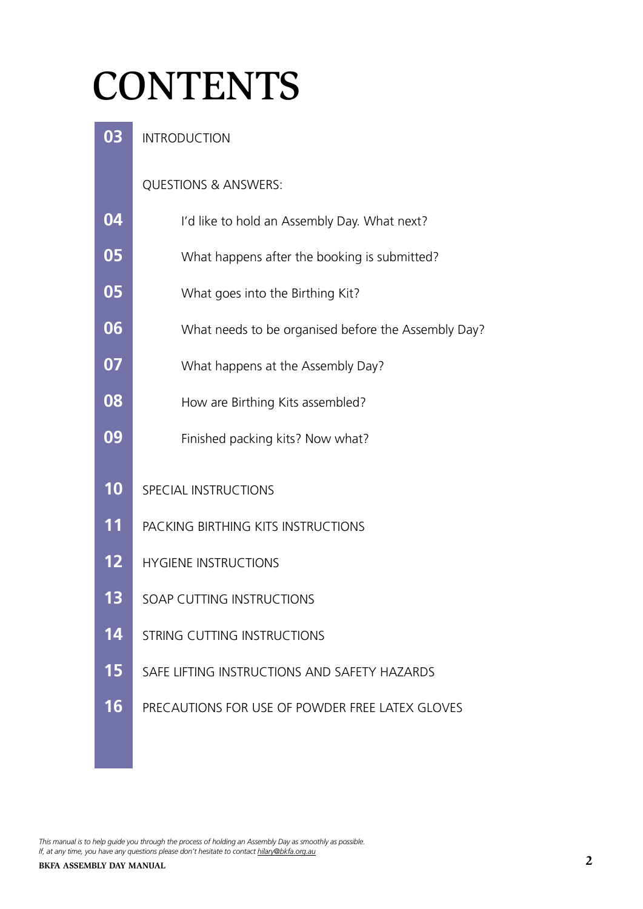# CONTENTS

| | |
|---|---|
| 03 | INTRODUCTION |
| | QUESTIONS & ANSWERS: |
| 04 | I'd like to hold an Assembly Day. What next? |
| 05 | What happens after the booking is submitted? |
| 05 | What goes into the Birthing Kit? |
| 06 | What needs to be organised before the Assembly Day? |
| 07 | What happens at the Assembly Day? |
| 08 | How are Birthing Kits assembled? |
| 09 | Finished packing kits? Now what? |
| 10 | SPECIAL INSTRUCTIONS |
| 11 | PACKING BIRTHING KITS INSTRUCTIONS |
| 12 | HYGIENE INSTRUCTIONS |
| 13 | SOAP CUTTING INSTRUCTIONS |
| 14 | STRING CUTTING INSTRUCTIONS |
| 15 | SAFE LIFTING INSTRUCTIONS AND SAFETY HAZARDS |
| 16 | PRECAUTIONS FOR USE OF POWDER FREE LATEX GLOVES |

*This manual is to help guide you through the process of holding an Assembly Day as smoothly as possible.*
*If, at any time, you have any questions please don't hesitate to contact hilary@bkfa.org.au*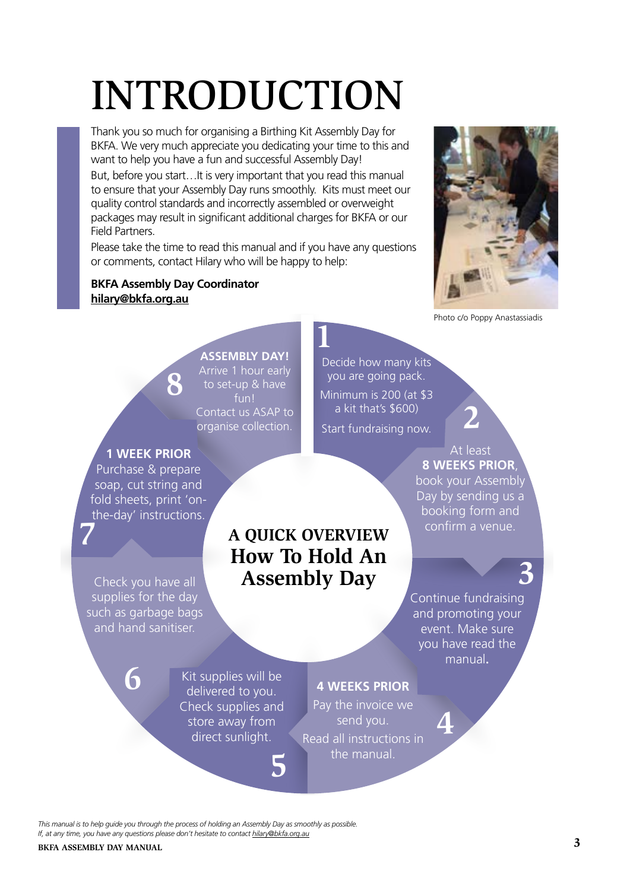# INTRODUCTION

Thank you so much for organising a Birthing Kit Assembly Day for BKFA. We very much appreciate you dedicating your time to this and want to help you have a fun and successful Assembly Day!

But, before you start…It is very important that you read this manual to ensure that your Assembly Day runs smoothly. Kits must meet our quality control standards and incorrectly assembled or overweight packages may result in significant additional charges for BKFA or our Field Partners.

Please take the time to read this manual and if you have any questions or comments, contact Hilary who will be happy to help:

**BKFA Assembly Day Coordinator**
**hilary@bkfa.org.au**

Photo c/o Poppy Anastassiadis

## A QUICK OVERVIEW How To Hold An Assembly Day

**1**
Decide how many kits you are going pack.
Minimum is 200 (at $3 a kit that's $600)
Start fundraising now.

**2**
At least **8 WEEKS PRIOR**, book your Assembly Day by sending us a booking form and confirm a venue.

**3**
Continue fundraising and promoting your event. Make sure you have read the manual.

**4**
**4 WEEKS PRIOR**
Pay the invoice we send you.
Read all instructions in the manual.

**5**
Kit supplies will be delivered to you. Check supplies and store away from direct sunlight.

**6**
Check you have all supplies for the day such as garbage bags and hand sanitiser.

**7**
**1 WEEK PRIOR**
Purchase & prepare soap, cut string and fold sheets, print 'on-the-day' instructions.

**8**
**ASSEMBLY DAY!**
Arrive 1 hour early to set-up & have fun!
Contact us ASAP to organise collection.

*This manual is to help guide you through the process of holding an Assembly Day as smoothly as possible.*
*If, at any time, you have any questions please don't hesitate to contact hilary@bkfa.org.au*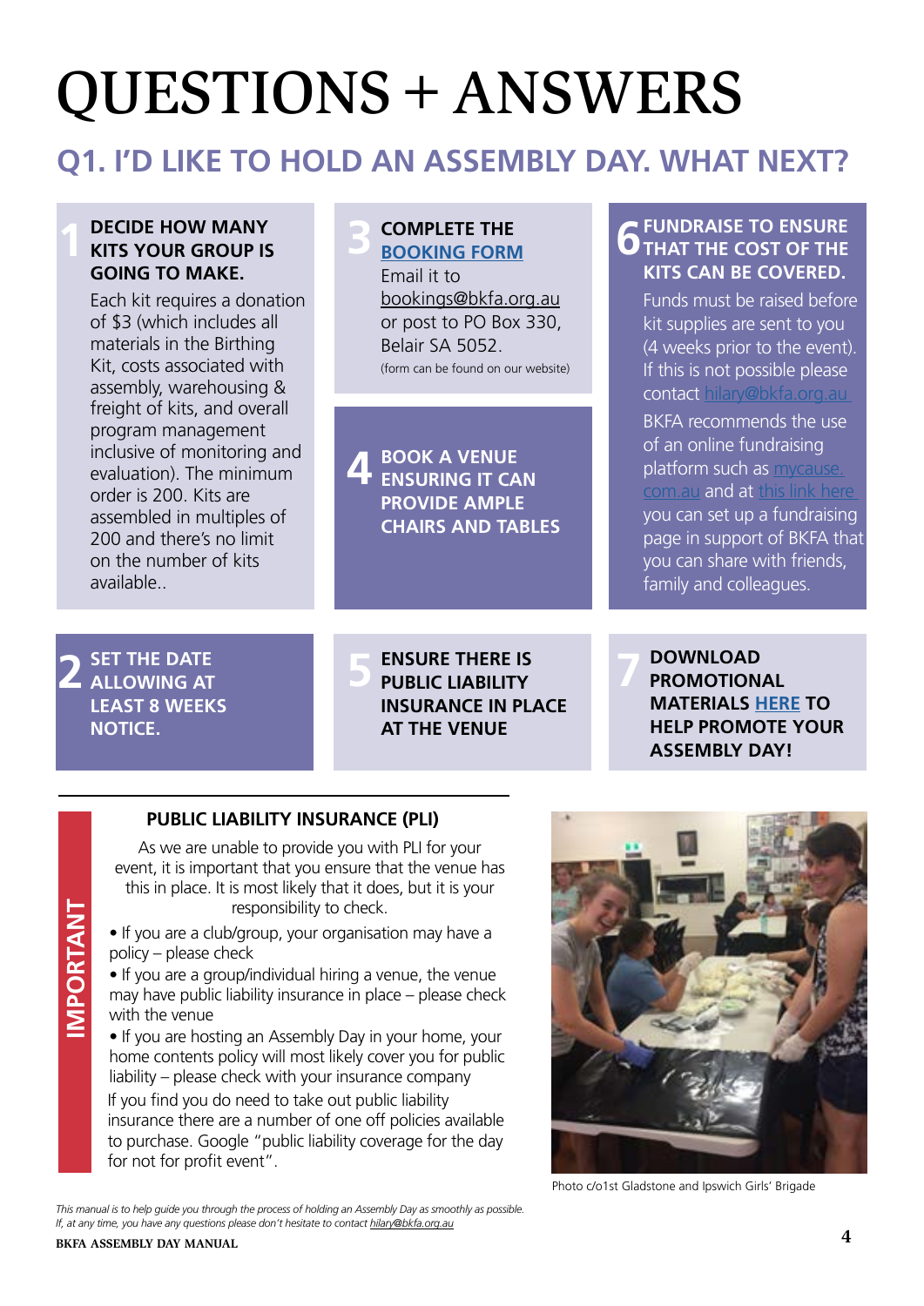# QUESTIONS + ANSWERS

## Q1. I'D LIKE TO HOLD AN ASSEMBLY DAY. WHAT NEXT?

**1 DECIDE HOW MANY KITS YOUR GROUP IS GOING TO MAKE.**

Each kit requires a donation of $3 (which includes all materials in the Birthing Kit, costs associated with assembly, warehousing & freight of kits, and overall program management inclusive of monitoring and evaluation). The minimum order is 200. Kits are assembled in multiples of 200 and there's no limit on the number of kits available..

**2 SET THE DATE ALLOWING AT LEAST 8 WEEKS NOTICE.**

**3 COMPLETE THE BOOKING FORM**

Email it to bookings@bkfa.org.au or post to PO Box 330, Belair SA 5052.

(form can be found on our website)

**4 BOOK A VENUE ENSURING IT CAN PROVIDE AMPLE CHAIRS AND TABLES**

**5 ENSURE THERE IS PUBLIC LIABILITY INSURANCE IN PLACE AT THE VENUE**

**6 FUNDRAISE TO ENSURE THAT THE COST OF THE KITS CAN BE COVERED.**

Funds must be raised before kit supplies are sent to you (4 weeks prior to the event). If this is not possible please contact hilary@bkfa.org.au

BKFA recommends the use of an online fundraising platform such as mycause.com.au and at this link here you can set up a fundraising page in support of BKFA that you can share with friends, family and colleagues.

**7 DOWNLOAD PROMOTIONAL MATERIALS HERE TO HELP PROMOTE YOUR ASSEMBLY DAY!**

---

**IMPORTANT**

### PUBLIC LIABILITY INSURANCE (PLI)

As we are unable to provide you with PLI for your event, it is important that you ensure that the venue has this in place. It is most likely that it does, but it is your responsibility to check.

- If you are a club/group, your organisation may have a policy – please check
- If you are a group/individual hiring a venue, the venue may have public liability insurance in place – please check with the venue
- If you are hosting an Assembly Day in your home, your home contents policy will most likely cover you for public liability – please check with your insurance company

If you find you do need to take out public liability insurance there are a number of one off policies available to purchase. Google "public liability coverage for the day for not for profit event".

Photo c/o1st Gladstone and Ipswich Girls' Brigade

*This manual is to help guide you through the process of holding an Assembly Day as smoothly as possible. If, at any time, you have any questions please don't hesitate to contact hilary@bkfa.org.au*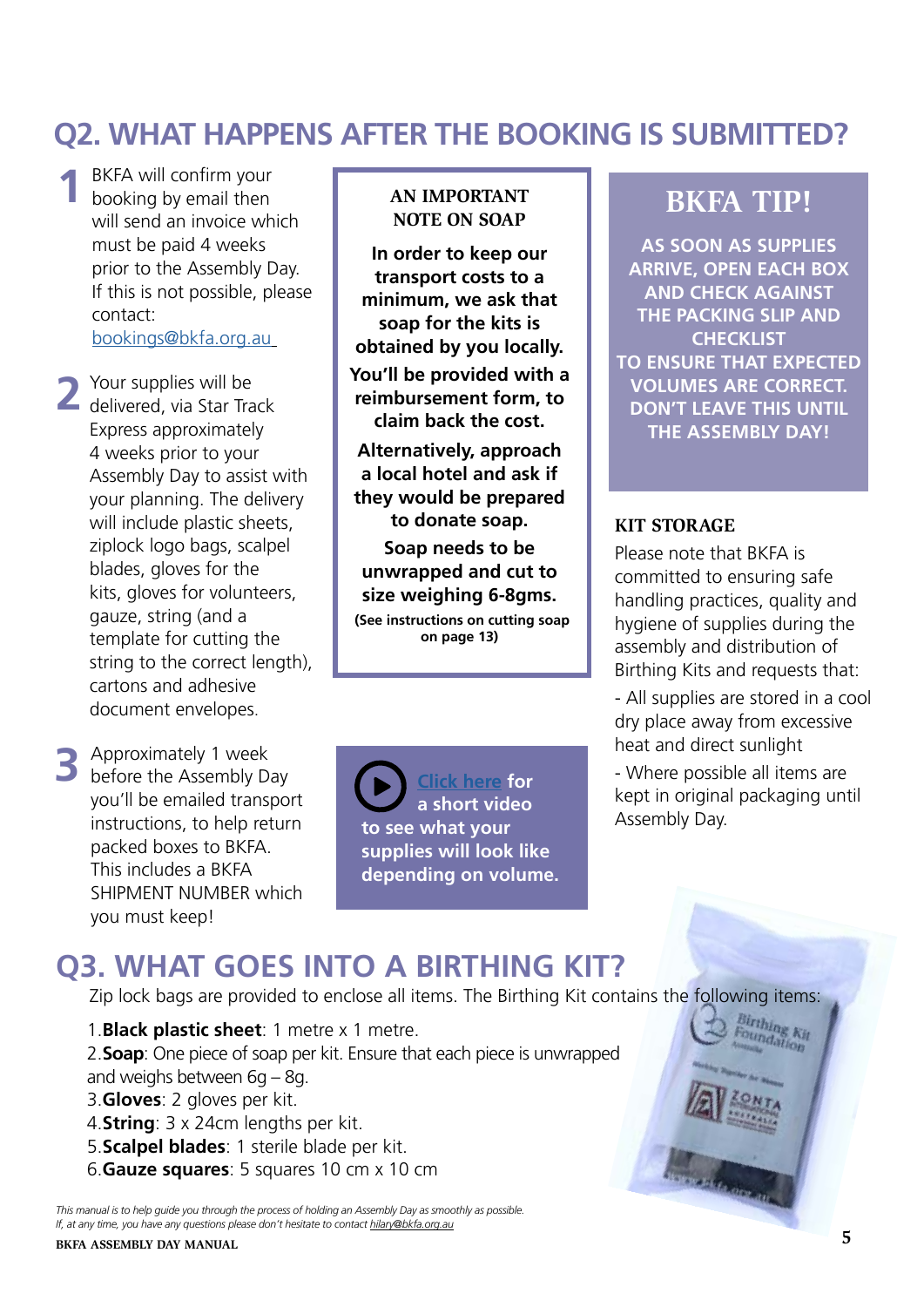## Q2. WHAT HAPPENS AFTER THE BOOKING IS SUBMITTED?

**1** BKFA will confirm your booking by email then will send an invoice which must be paid 4 weeks prior to the Assembly Day. If this is not possible, please contact: bookings@bkfa.org.au

**2** Your supplies will be delivered, via Star Track Express approximately 4 weeks prior to your Assembly Day to assist with your planning. The delivery will include plastic sheets, ziplock logo bags, scalpel blades, gloves for the kits, gloves for volunteers, gauze, string (and a template for cutting the string to the correct length), cartons and adhesive document envelopes.

**3** Approximately 1 week before the Assembly Day you'll be emailed transport instructions, to help return packed boxes to BKFA. This includes a BKFA SHIPMENT NUMBER which you must keep!

### AN IMPORTANT NOTE ON SOAP

**In order to keep our transport costs to a minimum, we ask that soap for the kits is obtained by you locally. You'll be provided with a reimbursement form, to claim back the cost.**

**Alternatively, approach a local hotel and ask if they would be prepared to donate soap.**

**Soap needs to be unwrapped and cut to size weighing 6-8gms.**

**(See instructions on cutting soap on page 13)**

**Click here for a short video to see what your supplies will look like depending on volume.**

### BKFA TIP!

**AS SOON AS SUPPLIES ARRIVE, OPEN EACH BOX AND CHECK AGAINST THE PACKING SLIP AND CHECKLIST TO ENSURE THAT EXPECTED VOLUMES ARE CORRECT. DON'T LEAVE THIS UNTIL THE ASSEMBLY DAY!**

### KIT STORAGE

Please note that BKFA is committed to ensuring safe handling practices, quality and hygiene of supplies during the assembly and distribution of Birthing Kits and requests that:

- All supplies are stored in a cool dry place away from excessive heat and direct sunlight
- Where possible all items are kept in original packaging until Assembly Day.

## Q3. WHAT GOES INTO A BIRTHING KIT?

Zip lock bags are provided to enclose all items. The Birthing Kit contains the following items:

1. **Black plastic sheet**: 1 metre x 1 metre.
2. **Soap**: One piece of soap per kit. Ensure that each piece is unwrapped and weighs between 6g – 8g.
3. **Gloves**: 2 gloves per kit.
4. **String**: 3 x 24cm lengths per kit.
5. **Scalpel blades**: 1 sterile blade per kit.
6. **Gauze squares**: 5 squares 10 cm x 10 cm

*This manual is to help guide you through the process of holding an Assembly Day as smoothly as possible. If, at any time, you have any questions please don't hesitate to contact hilary@bkfa.org.au*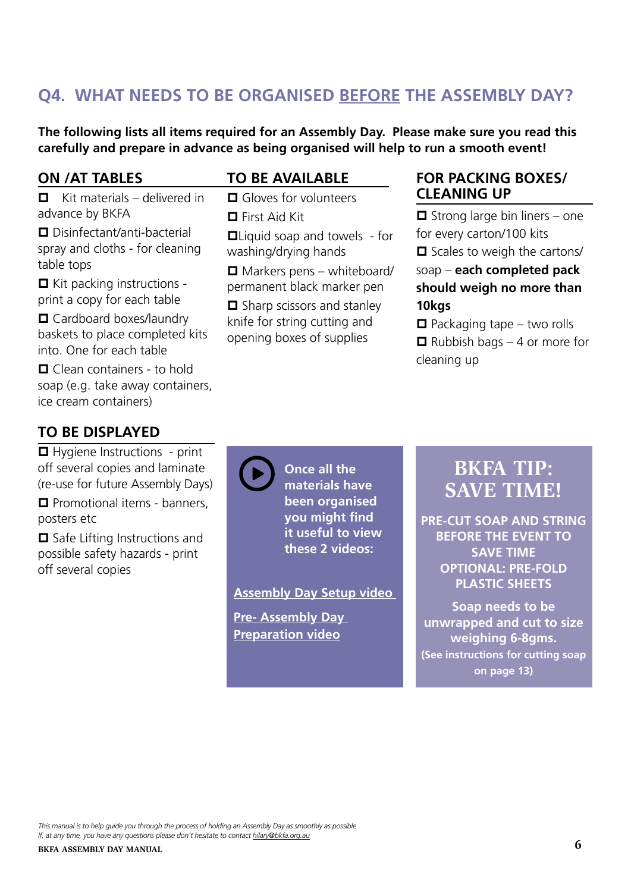## Q4. WHAT NEEDS TO BE ORGANISED BEFORE THE ASSEMBLY DAY?

**The following lists all items required for an Assembly Day. Please make sure you read this carefully and prepare in advance as being organised will help to run a smooth event!**

### ON /AT TABLES

- ☐ Kit materials – delivered in advance by BKFA
- ☐ Disinfectant/anti-bacterial spray and cloths - for cleaning table tops
- ☐ Kit packing instructions - print a copy for each table
- ☐ Cardboard boxes/laundry baskets to place completed kits into. One for each table
- ☐ Clean containers - to hold soap (e.g. take away containers, ice cream containers)

### TO BE AVAILABLE

- ☐ Gloves for volunteers
- ☐ First Aid Kit
- ☐ Liquid soap and towels - for washing/drying hands
- ☐ Markers pens – whiteboard/ permanent black marker pen
- ☐ Sharp scissors and stanley knife for string cutting and opening boxes of supplies

### FOR PACKING BOXES/ CLEANING UP

- ☐ Strong large bin liners – one for every carton/100 kits
- ☐ Scales to weigh the cartons/ soap – **each completed pack should weigh no more than 10kgs**
- ☐ Packaging tape – two rolls
- ☐ Rubbish bags – 4 or more for cleaning up

### TO BE DISPLAYED

- ☐ Hygiene Instructions - print off several copies and laminate (re-use for future Assembly Days)
- ☐ Promotional items - banners, posters etc
- ☐ Safe Lifting Instructions and possible safety hazards - print off several copies

**Once all the materials have been organised you might find it useful to view these 2 videos:**

**Assembly Day Setup video**

**Pre- Assembly Day Preparation video**

### BKFA TIP: SAVE TIME!

**PRE-CUT SOAP AND STRING BEFORE THE EVENT TO SAVE TIME**

**OPTIONAL: PRE-FOLD PLASTIC SHEETS**

**Soap needs to be unwrapped and cut to size weighing 6-8gms.**

**(See instructions for cutting soap on page 13)**

*This manual is to help guide you through the process of holding an Assembly Day as smoothly as possible.*
*If, at any time, you have any questions please don't hesitate to contact hilary@bkfa.org.au*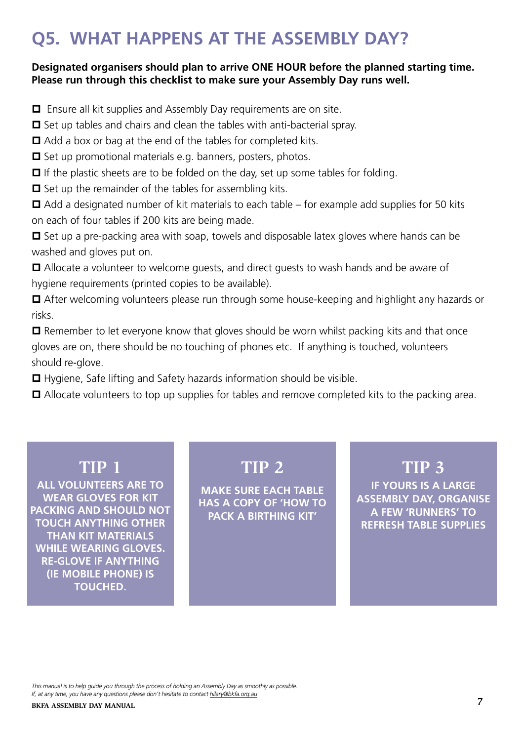# Q5. WHAT HAPPENS AT THE ASSEMBLY DAY?

**Designated organisers should plan to arrive ONE HOUR before the planned starting time. Please run through this checklist to make sure your Assembly Day runs well.**

- [ ] Ensure all kit supplies and Assembly Day requirements are on site.
- [ ] Set up tables and chairs and clean the tables with anti-bacterial spray.
- [ ] Add a box or bag at the end of the tables for completed kits.
- [ ] Set up promotional materials e.g. banners, posters, photos.
- [ ] If the plastic sheets are to be folded on the day, set up some tables for folding.
- [ ] Set up the remainder of the tables for assembling kits.
- [ ] Add a designated number of kit materials to each table – for example add supplies for 50 kits on each of four tables if 200 kits are being made.
- [ ] Set up a pre-packing area with soap, towels and disposable latex gloves where hands can be washed and gloves put on.
- [ ] Allocate a volunteer to welcome guests, and direct guests to wash hands and be aware of hygiene requirements (printed copies to be available).
- [ ] After welcoming volunteers please run through some house-keeping and highlight any hazards or risks.
- [ ] Remember to let everyone know that gloves should be worn whilst packing kits and that once gloves are on, there should be no touching of phones etc. If anything is touched, volunteers should re-glove.
- [ ] Hygiene, Safe lifting and Safety hazards information should be visible.
- [ ] Allocate volunteers to top up supplies for tables and remove completed kits to the packing area.

## TIP 1

ALL VOLUNTEERS ARE TO WEAR GLOVES FOR KIT PACKING AND SHOULD NOT TOUCH ANYTHING OTHER THAN KIT MATERIALS WHILE WEARING GLOVES. RE-GLOVE IF ANYTHING (IE MOBILE PHONE) IS TOUCHED.

## TIP 2

MAKE SURE EACH TABLE HAS A COPY OF 'HOW TO PACK A BIRTHING KIT'

## TIP 3

IF YOURS IS A LARGE ASSEMBLY DAY, ORGANISE A FEW 'RUNNERS' TO REFRESH TABLE SUPPLIES

*This manual is to help guide you through the process of holding an Assembly Day as smoothly as possible.*
*If, at any time, you have any questions please don't hesitate to contact hilary@bkfa.org.au*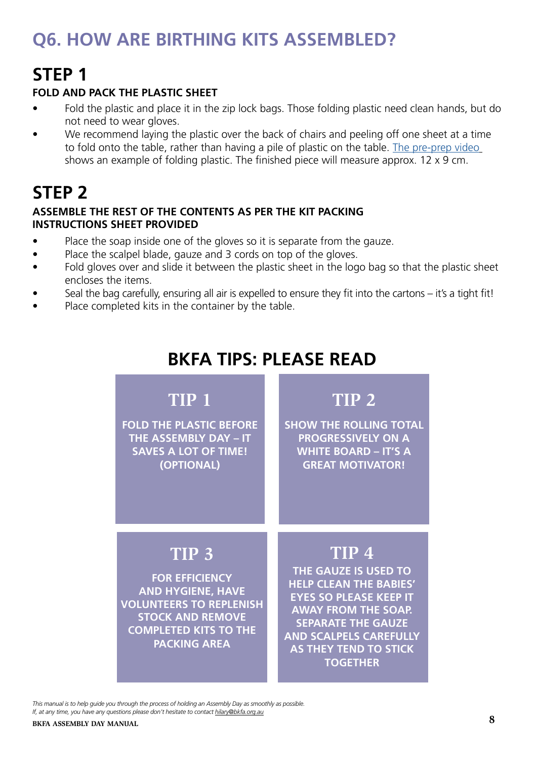# Q6. HOW ARE BIRTHING KITS ASSEMBLED?

## STEP 1

**FOLD AND PACK THE PLASTIC SHEET**

- Fold the plastic and place it in the zip lock bags. Those folding plastic need clean hands, but do not need to wear gloves.
- We recommend laying the plastic over the back of chairs and peeling off one sheet at a time to fold onto the table, rather than having a pile of plastic on the table. The pre-prep video shows an example of folding plastic. The finished piece will measure approx. 12 x 9 cm.

## STEP 2

**ASSEMBLE THE REST OF THE CONTENTS AS PER THE KIT PACKING INSTRUCTIONS SHEET PROVIDED**

- Place the soap inside one of the gloves so it is separate from the gauze.
- Place the scalpel blade, gauze and 3 cords on top of the gloves.
- Fold gloves over and slide it between the plastic sheet in the logo bag so that the plastic sheet encloses the items.
- Seal the bag carefully, ensuring all air is expelled to ensure they fit into the cartons – it's a tight fit!
- Place completed kits in the container by the table.

## BKFA TIPS: PLEASE READ

### TIP 1

FOLD THE PLASTIC BEFORE THE ASSEMBLY DAY – IT SAVES A LOT OF TIME! (OPTIONAL)

### TIP 2

SHOW THE ROLLING TOTAL PROGRESSIVELY ON A WHITE BOARD – IT'S A GREAT MOTIVATOR!

### TIP 3

FOR EFFICIENCY AND HYGIENE, HAVE VOLUNTEERS TO REPLENISH STOCK AND REMOVE COMPLETED KITS TO THE PACKING AREA

### TIP 4

THE GAUZE IS USED TO HELP CLEAN THE BABIES' EYES SO PLEASE KEEP IT AWAY FROM THE SOAP. SEPARATE THE GAUZE AND SCALPELS CAREFULLY AS THEY TEND TO STICK TOGETHER

*This manual is to help guide you through the process of holding an Assembly Day as smoothly as possible.*
*If, at any time, you have any questions please don't hesitate to contact hilary@bkfa.org.au*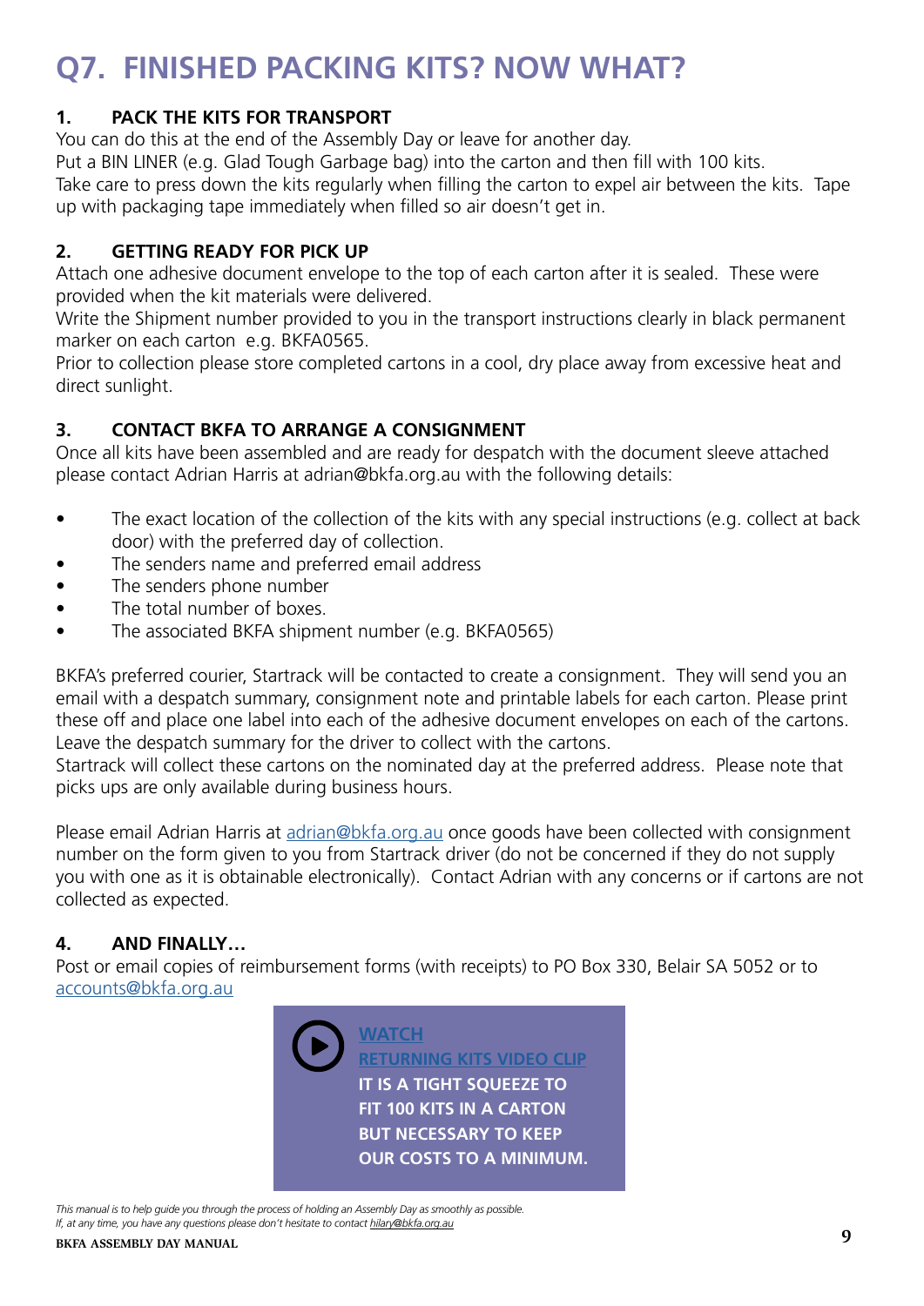# Q7. FINISHED PACKING KITS? NOW WHAT?

### 1. PACK THE KITS FOR TRANSPORT

You can do this at the end of the Assembly Day or leave for another day.
Put a BIN LINER (e.g. Glad Tough Garbage bag) into the carton and then fill with 100 kits.
Take care to press down the kits regularly when filling the carton to expel air between the kits. Tape up with packaging tape immediately when filled so air doesn't get in.

### 2. GETTING READY FOR PICK UP

Attach one adhesive document envelope to the top of each carton after it is sealed. These were provided when the kit materials were delivered.
Write the Shipment number provided to you in the transport instructions clearly in black permanent marker on each carton e.g. BKFA0565.
Prior to collection please store completed cartons in a cool, dry place away from excessive heat and direct sunlight.

### 3. CONTACT BKFA TO ARRANGE A CONSIGNMENT

Once all kits have been assembled and are ready for despatch with the document sleeve attached please contact Adrian Harris at adrian@bkfa.org.au with the following details:

- The exact location of the collection of the kits with any special instructions (e.g. collect at back door) with the preferred day of collection.
- The senders name and preferred email address
- The senders phone number
- The total number of boxes.
- The associated BKFA shipment number (e.g. BKFA0565)

BKFA's preferred courier, Startrack will be contacted to create a consignment. They will send you an email with a despatch summary, consignment note and printable labels for each carton. Please print these off and place one label into each of the adhesive document envelopes on each of the cartons. Leave the despatch summary for the driver to collect with the cartons.
Startrack will collect these cartons on the nominated day at the preferred address. Please note that picks ups are only available during business hours.

Please email Adrian Harris at adrian@bkfa.org.au once goods have been collected with consignment number on the form given to you from Startrack driver (do not be concerned if they do not supply you with one as it is obtainable electronically). Contact Adrian with any concerns or if cartons are not collected as expected.

### 4. AND FINALLY…

Post or email copies of reimbursement forms (with receipts) to PO Box 330, Belair SA 5052 or to accounts@bkfa.org.au

**WATCH**
**RETURNING KITS VIDEO CLIP**
**IT IS A TIGHT SQUEEZE TO FIT 100 KITS IN A CARTON BUT NECESSARY TO KEEP OUR COSTS TO A MINIMUM.**

*This manual is to help guide you through the process of holding an Assembly Day as smoothly as possible.*
*If, at any time, you have any questions please don't hesitate to contact hilary@bkfa.org.au*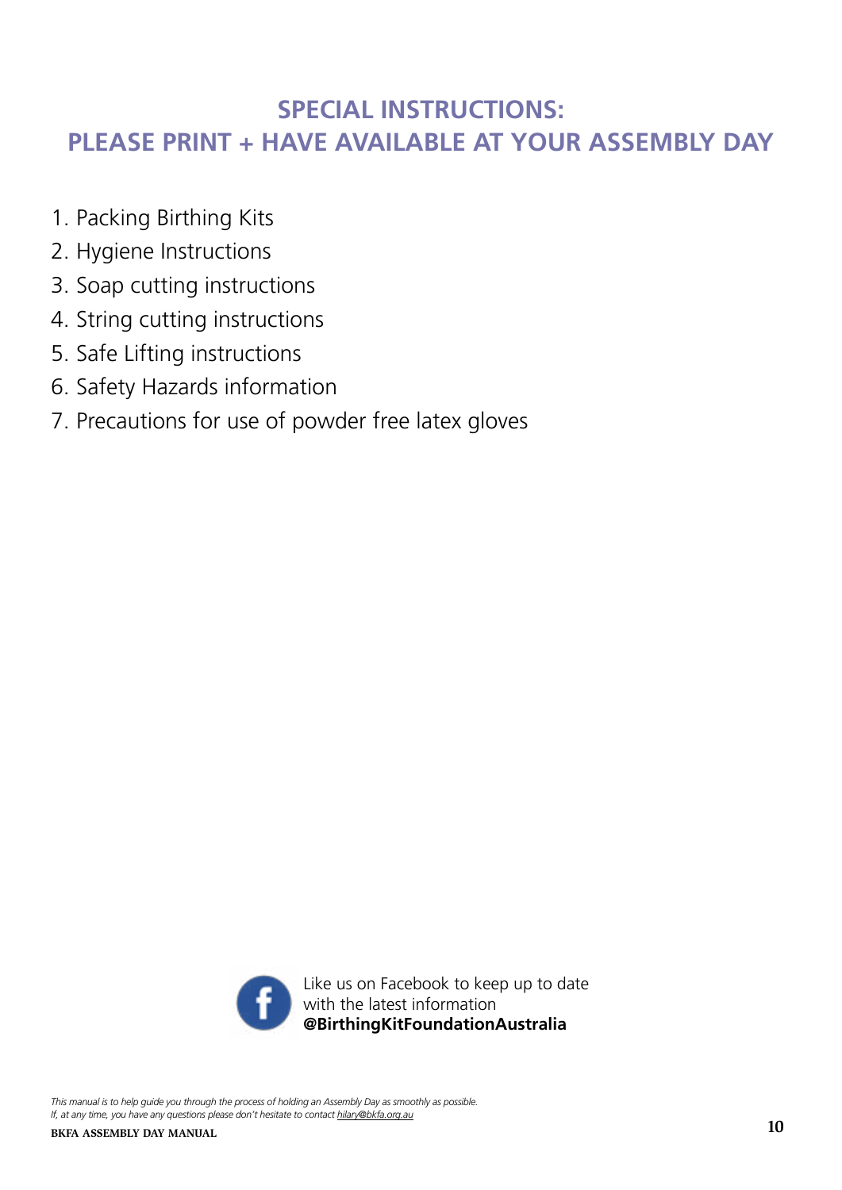# SPECIAL INSTRUCTIONS: PLEASE PRINT + HAVE AVAILABLE AT YOUR ASSEMBLY DAY

1. Packing Birthing Kits
2. Hygiene Instructions
3. Soap cutting instructions
4. String cutting instructions
5. Safe Lifting instructions
6. Safety Hazards information
7. Precautions for use of powder free latex gloves

Like us on Facebook to keep up to date with the latest information
**@BirthingKitFoundationAustralia**

*This manual is to help guide you through the process of holding an Assembly Day as smoothly as possible.*
*If, at any time, you have any questions please don't hesitate to contact hilary@bkfa.org.au*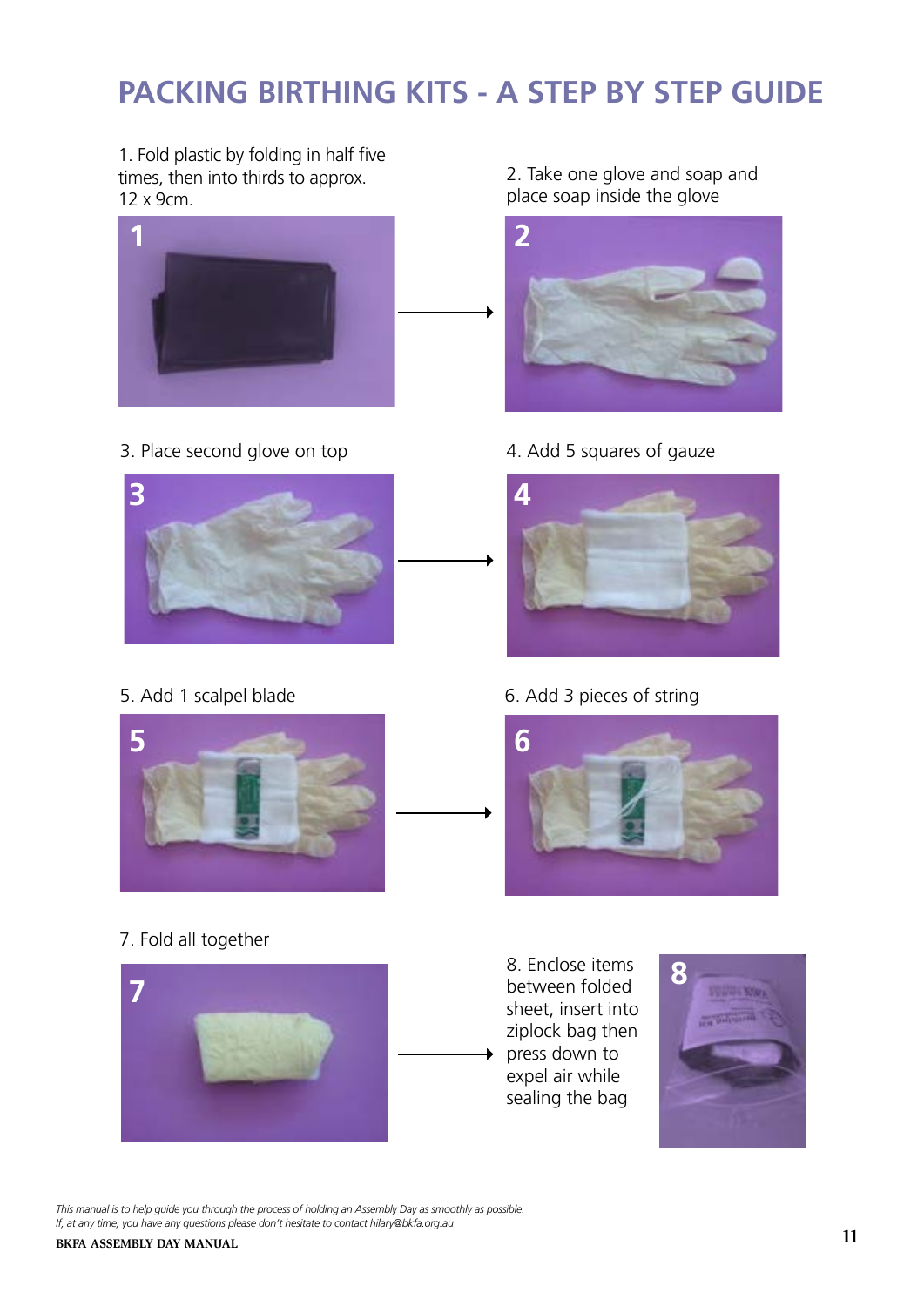# PACKING BIRTHING KITS - A STEP BY STEP GUIDE

1. Fold plastic by folding in half five times, then into thirds to approx. 12 x 9cm.

2. Take one glove and soap and place soap inside the glove

3. Place second glove on top

4. Add 5 squares of gauze

5. Add 1 scalpel blade

6. Add 3 pieces of string

7. Fold all together

8. Enclose items between folded sheet, insert into ziplock bag then press down to expel air while sealing the bag

*This manual is to help guide you through the process of holding an Assembly Day as smoothly as possible.*
*If, at any time, you have any questions please don't hesitate to contact hilary@bkfa.org.au*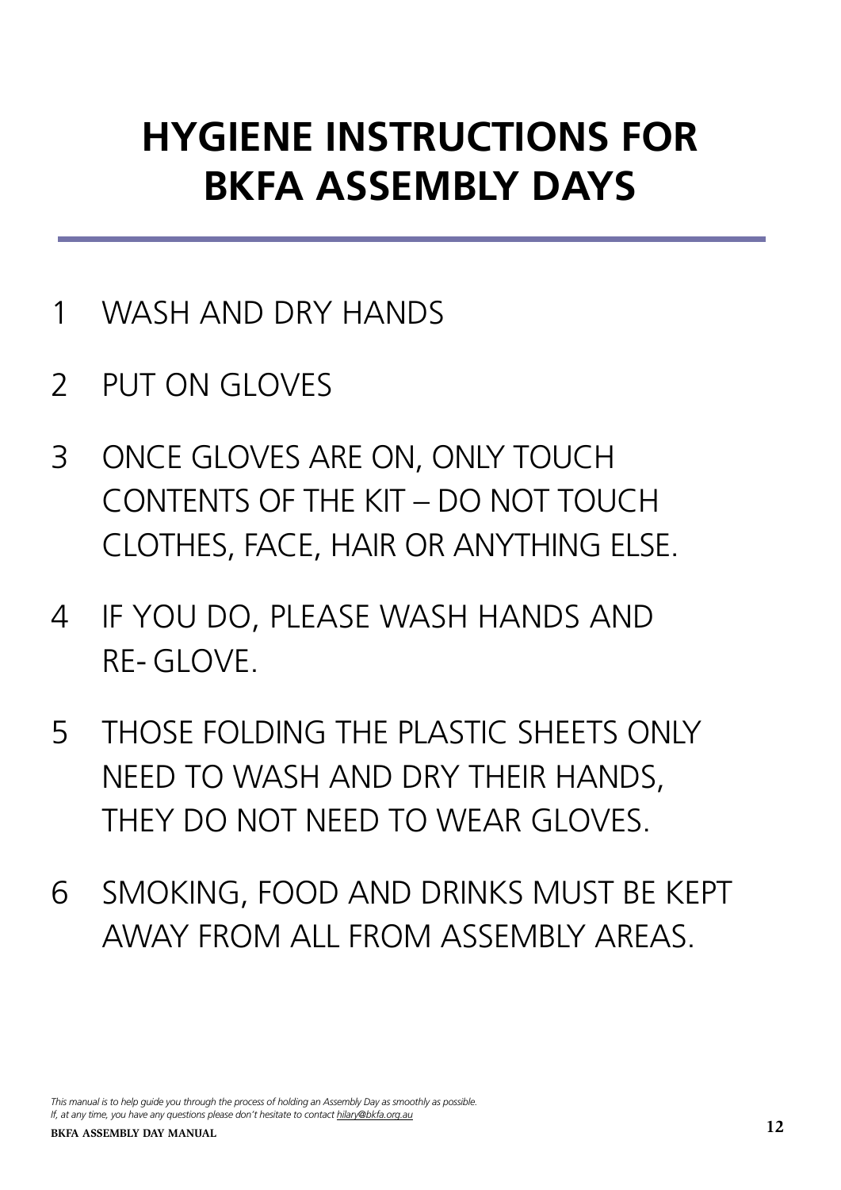# HYGIENE INSTRUCTIONS FOR BKFA ASSEMBLY DAYS

1. WASH AND DRY HANDS
2. PUT ON GLOVES
3. ONCE GLOVES ARE ON, ONLY TOUCH CONTENTS OF THE KIT – DO NOT TOUCH CLOTHES, FACE, HAIR OR ANYTHING ELSE.
4. IF YOU DO, PLEASE WASH HANDS AND RE- GLOVE.
5. THOSE FOLDING THE PLASTIC SHEETS ONLY NEED TO WASH AND DRY THEIR HANDS, THEY DO NOT NEED TO WEAR GLOVES.
6. SMOKING, FOOD AND DRINKS MUST BE KEPT AWAY FROM ALL FROM ASSEMBLY AREAS.

*This manual is to help guide you through the process of holding an Assembly Day as smoothly as possible.*
*If, at any time, you have any questions please don't hesitate to contact hilary@bkfa.org.au*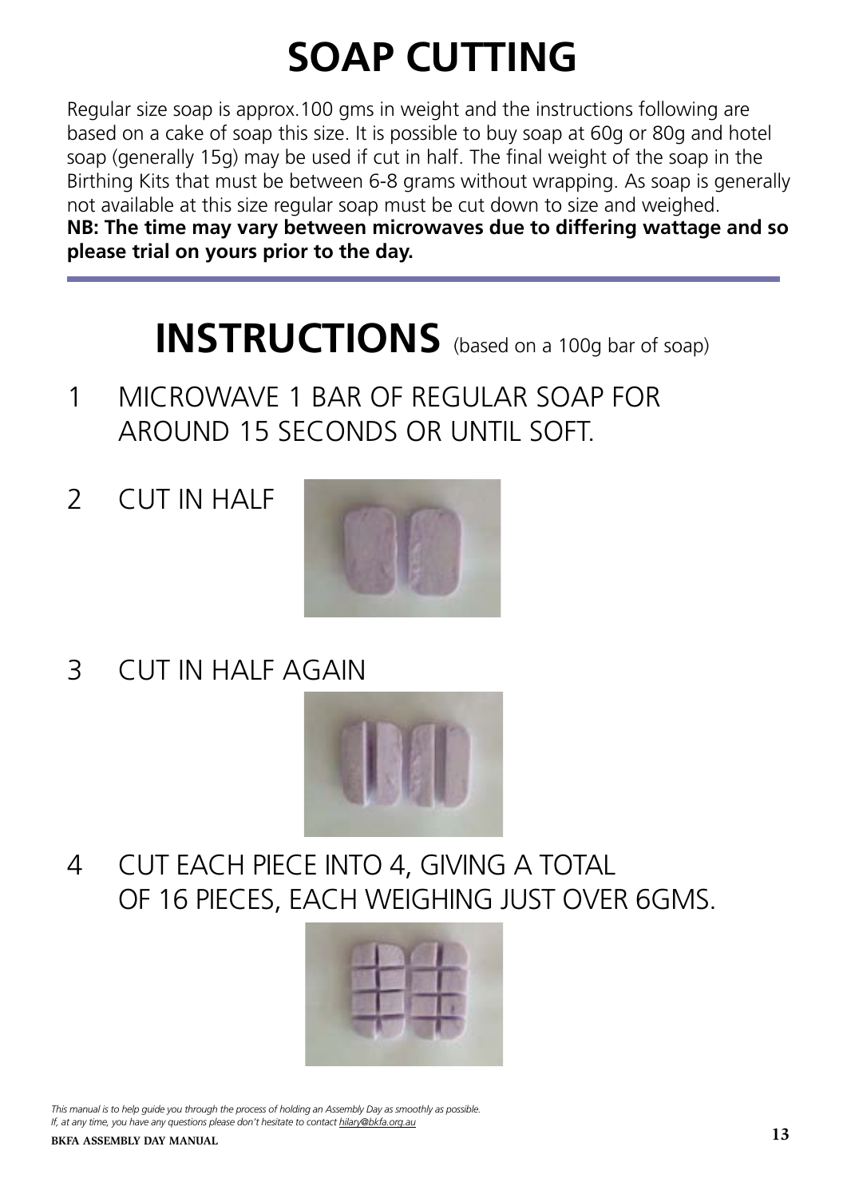# SOAP CUTTING

Regular size soap is approx.100 gms in weight and the instructions following are based on a cake of soap this size. It is possible to buy soap at 60g or 80g and hotel soap (generally 15g) may be used if cut in half. The final weight of the soap in the Birthing Kits that must be between 6-8 grams without wrapping. As soap is generally not available at this size regular soap must be cut down to size and weighed.

**NB: The time may vary between microwaves due to differing wattage and so please trial on yours prior to the day.**

## INSTRUCTIONS (based on a 100g bar of soap)

1. MICROWAVE 1 BAR OF REGULAR SOAP FOR AROUND 15 SECONDS OR UNTIL SOFT.
2. CUT IN HALF
3. CUT IN HALF AGAIN
4. CUT EACH PIECE INTO 4, GIVING A TOTAL OF 16 PIECES, EACH WEIGHING JUST OVER 6GMS.

*This manual is to help guide you through the process of holding an Assembly Day as smoothly as possible.*
*If, at any time, you have any questions please don't hesitate to contact hilary@bkfa.org.au*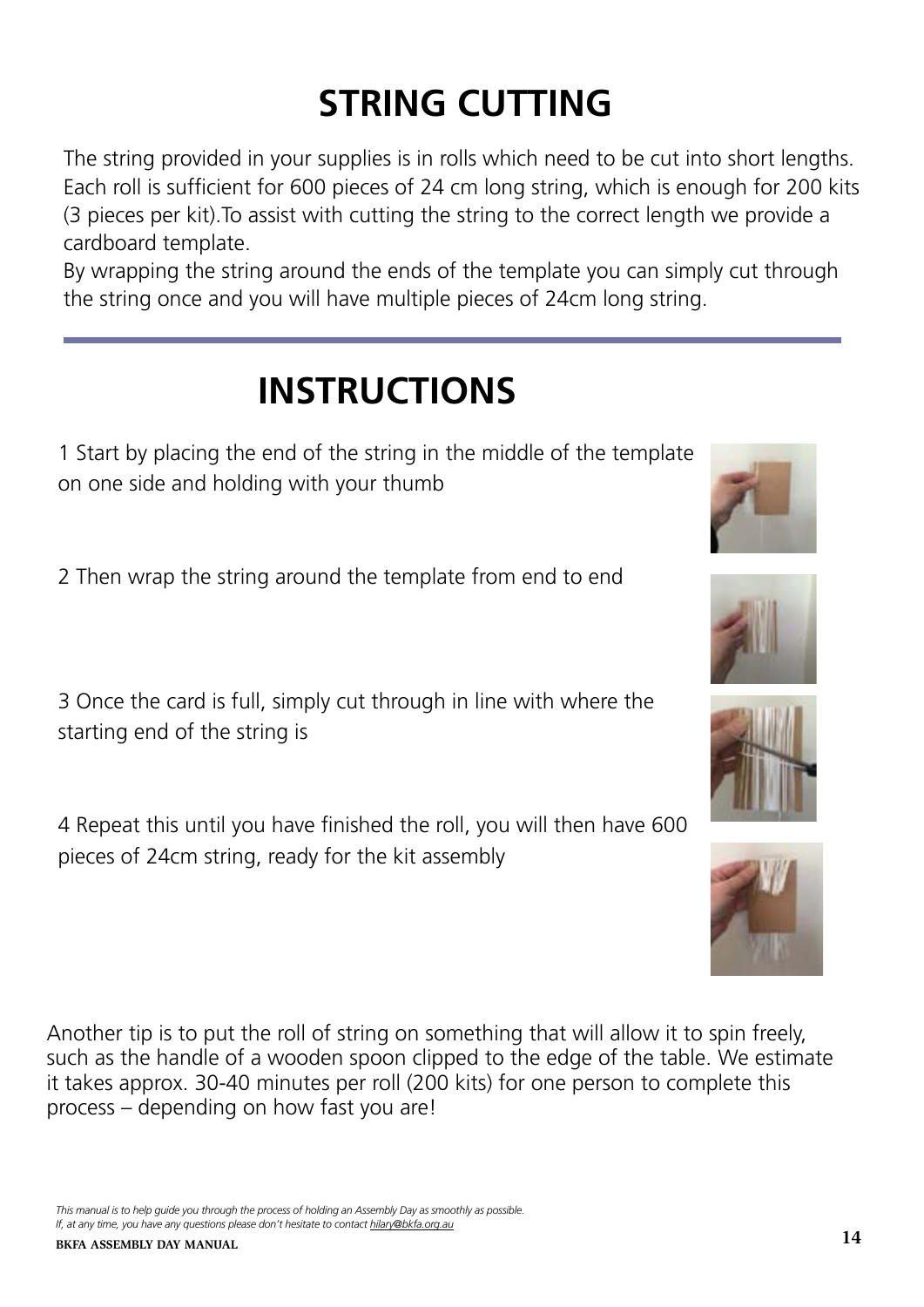# STRING CUTTING

The string provided in your supplies is in rolls which need to be cut into short lengths. Each roll is sufficient for 600 pieces of 24 cm long string, which is enough for 200 kits (3 pieces per kit).To assist with cutting the string to the correct length we provide a cardboard template.

By wrapping the string around the ends of the template you can simply cut through the string once and you will have multiple pieces of 24cm long string.

## INSTRUCTIONS

1 Start by placing the end of the string in the middle of the template on one side and holding with your thumb

2 Then wrap the string around the template from end to end

3 Once the card is full, simply cut through in line with where the starting end of the string is

4 Repeat this until you have finished the roll, you will then have 600 pieces of 24cm string, ready for the kit assembly

Another tip is to put the roll of string on something that will allow it to spin freely, such as the handle of a wooden spoon clipped to the edge of the table. We estimate it takes approx. 30-40 minutes per roll (200 kits) for one person to complete this process – depending on how fast you are!

*This manual is to help guide you through the process of holding an Assembly Day as smoothly as possible.*
*If, at any time, you have any questions please don't hesitate to contact hilary@bkfa.org.au*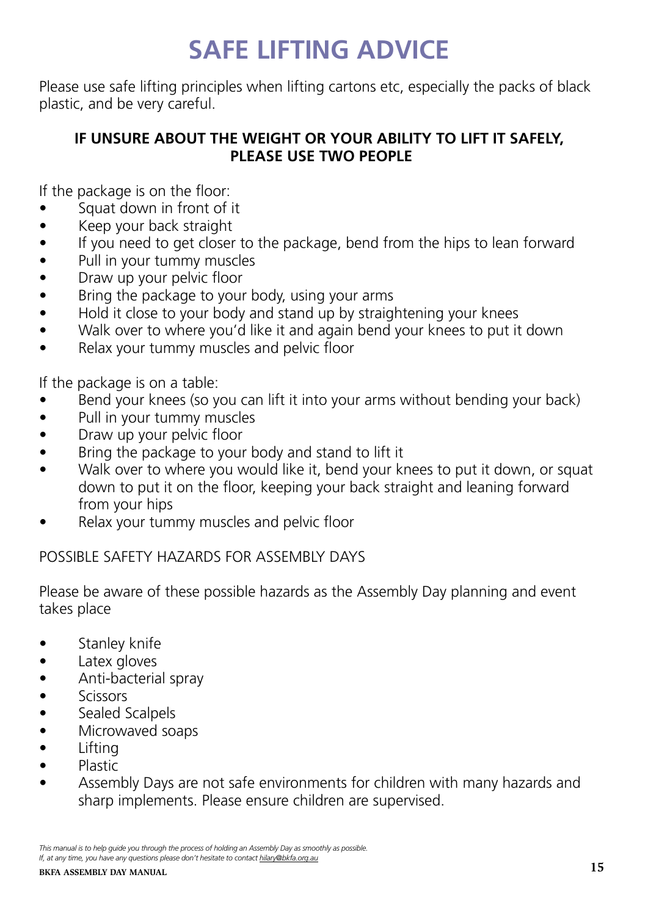# SAFE LIFTING ADVICE

Please use safe lifting principles when lifting cartons etc, especially the packs of black plastic, and be very careful.

**IF UNSURE ABOUT THE WEIGHT OR YOUR ABILITY TO LIFT IT SAFELY, PLEASE USE TWO PEOPLE**

If the package is on the floor:

- Squat down in front of it
- Keep your back straight
- If you need to get closer to the package, bend from the hips to lean forward
- Pull in your tummy muscles
- Draw up your pelvic floor
- Bring the package to your body, using your arms
- Hold it close to your body and stand up by straightening your knees
- Walk over to where you'd like it and again bend your knees to put it down
- Relax your tummy muscles and pelvic floor

If the package is on a table:

- Bend your knees (so you can lift it into your arms without bending your back)
- Pull in your tummy muscles
- Draw up your pelvic floor
- Bring the package to your body and stand to lift it
- Walk over to where you would like it, bend your knees to put it down, or squat down to put it on the floor, keeping your back straight and leaning forward from your hips
- Relax your tummy muscles and pelvic floor

POSSIBLE SAFETY HAZARDS FOR ASSEMBLY DAYS

Please be aware of these possible hazards as the Assembly Day planning and event takes place

- Stanley knife
- Latex gloves
- Anti-bacterial spray
- Scissors
- Sealed Scalpels
- Microwaved soaps
- Lifting
- Plastic
- Assembly Days are not safe environments for children with many hazards and sharp implements. Please ensure children are supervised.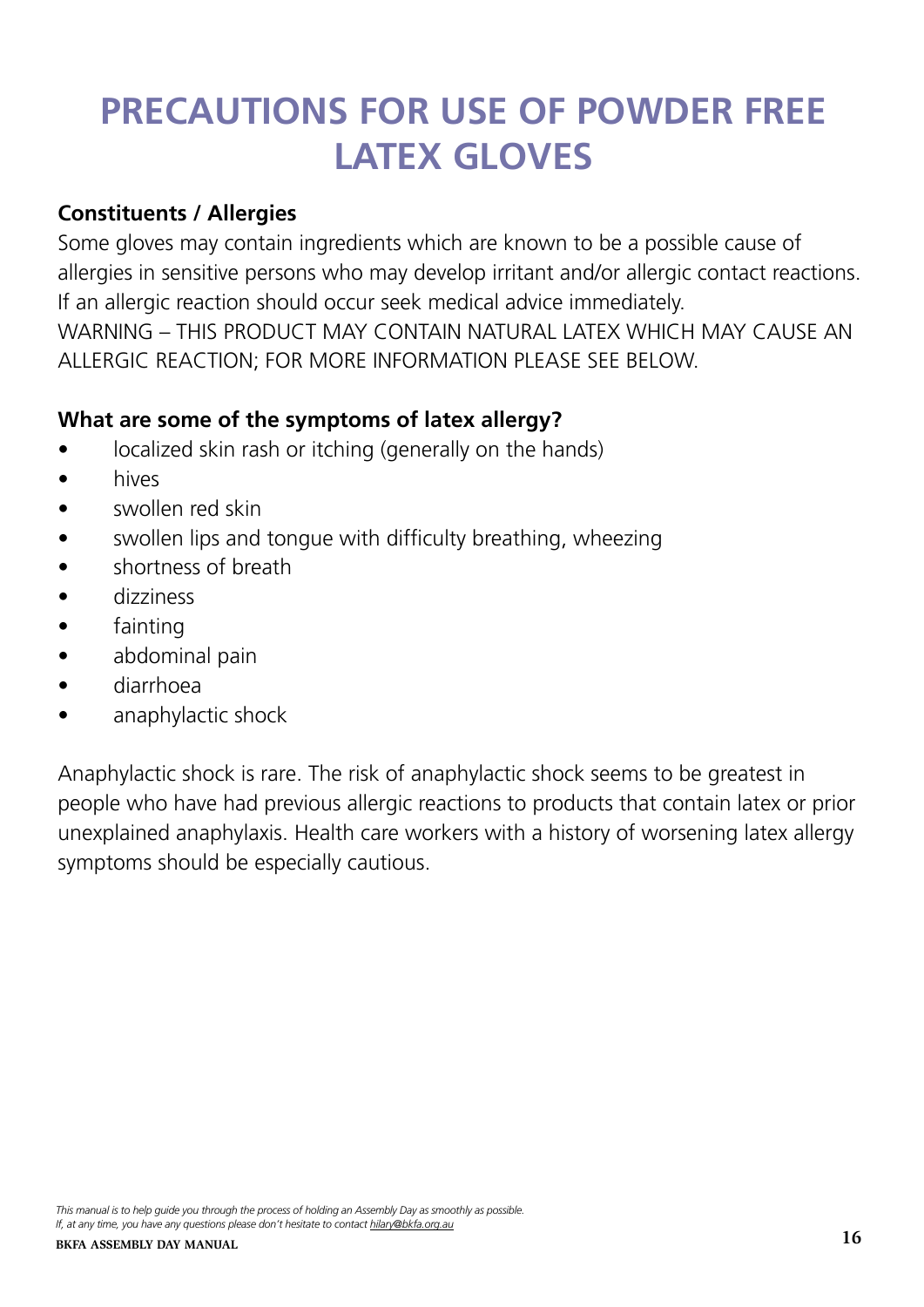# PRECAUTIONS FOR USE OF POWDER FREE LATEX GLOVES

**Constituents / Allergies**

Some gloves may contain ingredients which are known to be a possible cause of allergies in sensitive persons who may develop irritant and/or allergic contact reactions. If an allergic reaction should occur seek medical advice immediately.
WARNING – THIS PRODUCT MAY CONTAIN NATURAL LATEX WHICH MAY CAUSE AN ALLERGIC REACTION; FOR MORE INFORMATION PLEASE SEE BELOW.

**What are some of the symptoms of latex allergy?**

- localized skin rash or itching (generally on the hands)
- hives
- swollen red skin
- swollen lips and tongue with difficulty breathing, wheezing
- shortness of breath
- dizziness
- fainting
- abdominal pain
- diarrhoea
- anaphylactic shock

Anaphylactic shock is rare. The risk of anaphylactic shock seems to be greatest in people who have had previous allergic reactions to products that contain latex or prior unexplained anaphylaxis. Health care workers with a history of worsening latex allergy symptoms should be especially cautious.